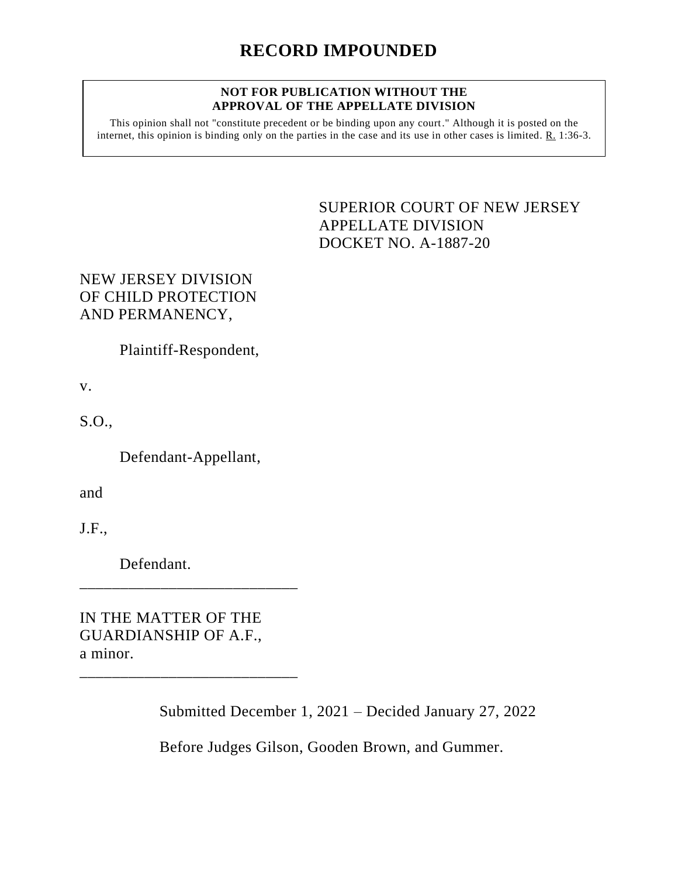# RECORD IMPOUNDED

**NOT FOR PUBLICATION WITHOUT THE APPROVAL OF THE APPELLATE DIVISION**

This opinion shall not "constitute precedent or be binding upon any court." Although it is posted on the internet, this opinion is binding only on the parties in the case and its use in other cases is limited. R. 1:36-3.

SUPERIOR COURT OF NEW JERSEY
APPELLATE DIVISION
DOCKET NO. A-1887-20

NEW JERSEY DIVISION OF CHILD PROTECTION AND PERMANENCY,

Plaintiff-Respondent,

v.

S.O.,

Defendant-Appellant,

and

J.F.,

Defendant.

___________________________

IN THE MATTER OF THE GUARDIANSHIP OF A.F., a minor.

___________________________

Submitted December 1, 2021 – Decided January 27, 2022

Before Judges Gilson, Gooden Brown, and Gummer.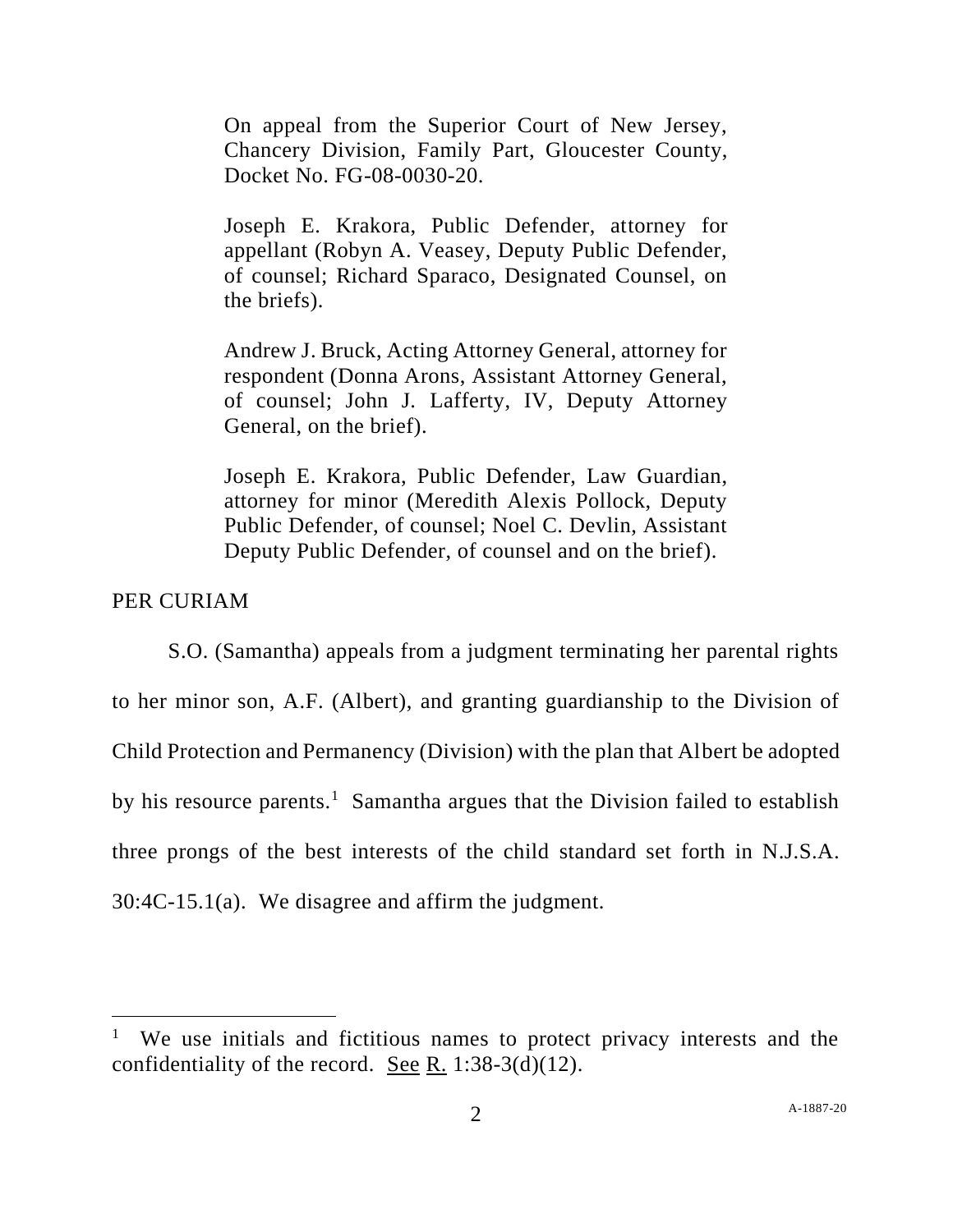On appeal from the Superior Court of New Jersey, Chancery Division, Family Part, Gloucester County, Docket No. FG-08-0030-20.

Joseph E. Krakora, Public Defender, attorney for appellant (Robyn A. Veasey, Deputy Public Defender, of counsel; Richard Sparaco, Designated Counsel, on the briefs).

Andrew J. Bruck, Acting Attorney General, attorney for respondent (Donna Arons, Assistant Attorney General, of counsel; John J. Lafferty, IV, Deputy Attorney General, on the brief).

Joseph E. Krakora, Public Defender, Law Guardian, attorney for minor (Meredith Alexis Pollock, Deputy Public Defender, of counsel; Noel C. Devlin, Assistant Deputy Public Defender, of counsel and on the brief).

PER CURIAM

S.O. (Samantha) appeals from a judgment terminating her parental rights to her minor son, A.F. (Albert), and granting guardianship to the Division of Child Protection and Permanency (Division) with the plan that Albert be adopted by his resource parents.[1] Samantha argues that the Division failed to establish three prongs of the best interests of the child standard set forth in N.J.S.A. 30:4C-15.1(a). We disagree and affirm the judgment.

---

[1] We use initials and fictitious names to protect privacy interests and the confidentiality of the record. See R. 1:38-3(d)(12).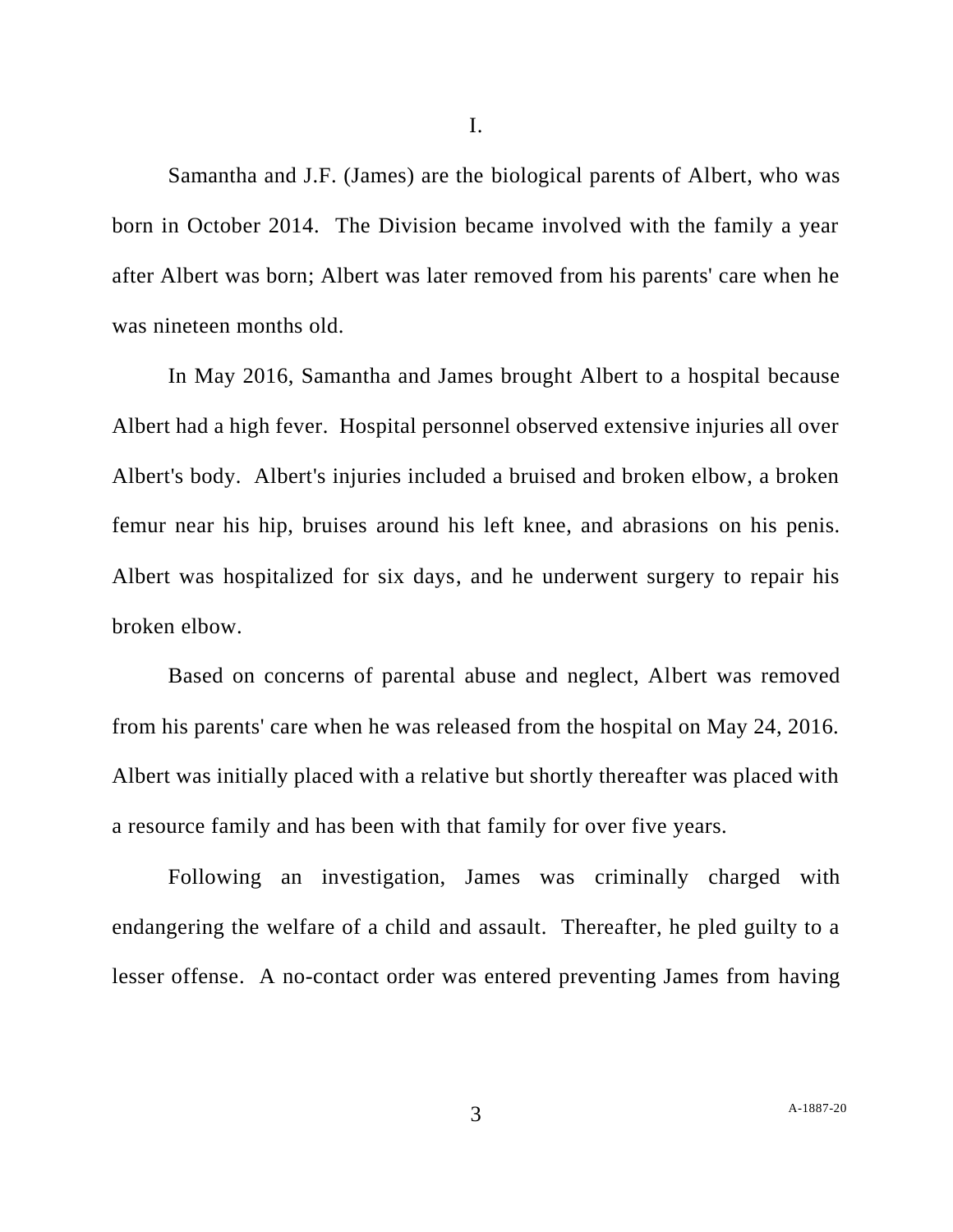I.

Samantha and J.F. (James) are the biological parents of Albert, who was born in October 2014. The Division became involved with the family a year after Albert was born; Albert was later removed from his parents' care when he was nineteen months old.

In May 2016, Samantha and James brought Albert to a hospital because Albert had a high fever. Hospital personnel observed extensive injuries all over Albert's body. Albert's injuries included a bruised and broken elbow, a broken femur near his hip, bruises around his left knee, and abrasions on his penis. Albert was hospitalized for six days, and he underwent surgery to repair his broken elbow.

Based on concerns of parental abuse and neglect, Albert was removed from his parents' care when he was released from the hospital on May 24, 2016. Albert was initially placed with a relative but shortly thereafter was placed with a resource family and has been with that family for over five years.

Following an investigation, James was criminally charged with endangering the welfare of a child and assault. Thereafter, he pled guilty to a lesser offense. A no-contact order was entered preventing James from having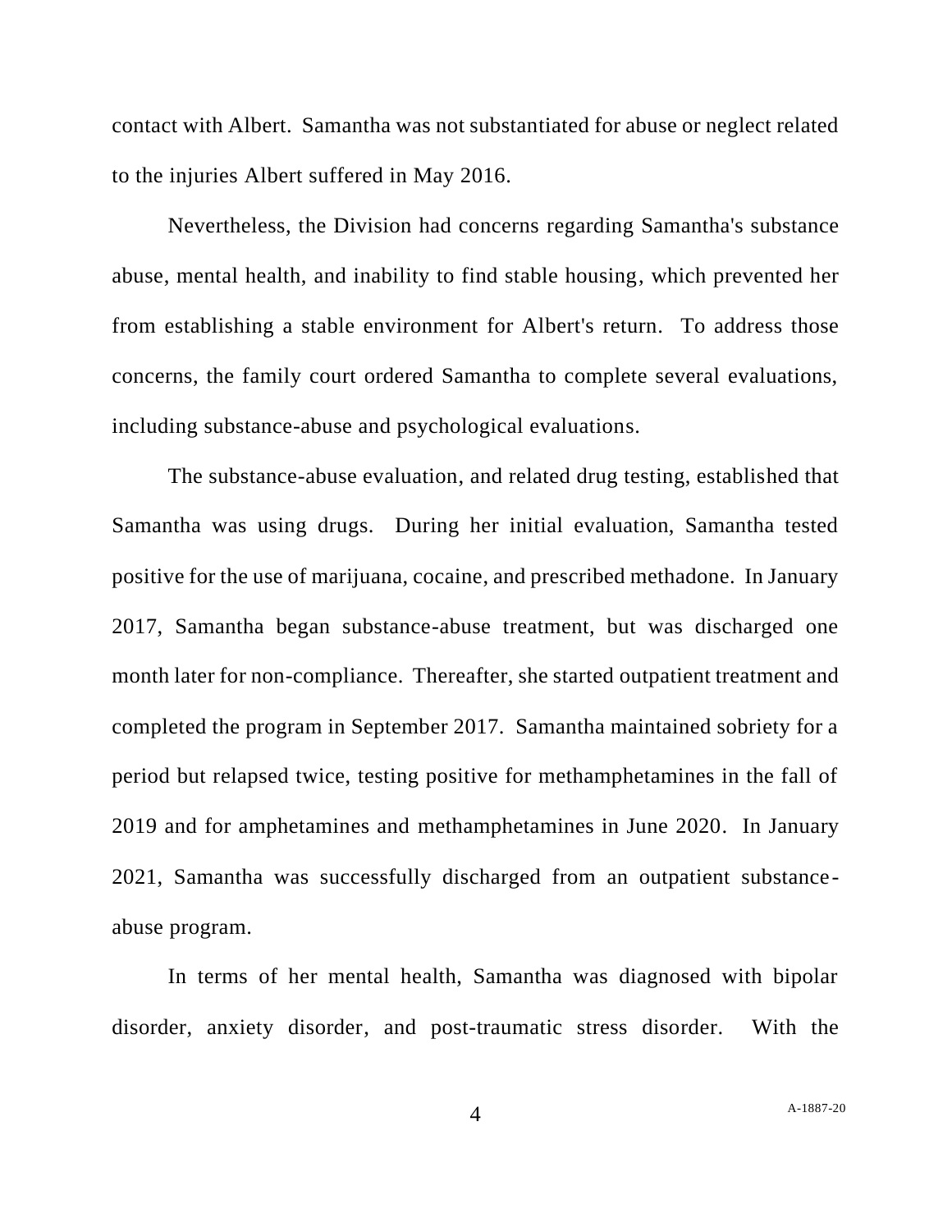contact with Albert. Samantha was not substantiated for abuse or neglect related to the injuries Albert suffered in May 2016.

Nevertheless, the Division had concerns regarding Samantha's substance abuse, mental health, and inability to find stable housing, which prevented her from establishing a stable environment for Albert's return. To address those concerns, the family court ordered Samantha to complete several evaluations, including substance-abuse and psychological evaluations.

The substance-abuse evaluation, and related drug testing, established that Samantha was using drugs. During her initial evaluation, Samantha tested positive for the use of marijuana, cocaine, and prescribed methadone. In January 2017, Samantha began substance-abuse treatment, but was discharged one month later for non-compliance. Thereafter, she started outpatient treatment and completed the program in September 2017. Samantha maintained sobriety for a period but relapsed twice, testing positive for methamphetamines in the fall of 2019 and for amphetamines and methamphetamines in June 2020. In January 2021, Samantha was successfully discharged from an outpatient substance-abuse program.

In terms of her mental health, Samantha was diagnosed with bipolar disorder, anxiety disorder, and post-traumatic stress disorder. With the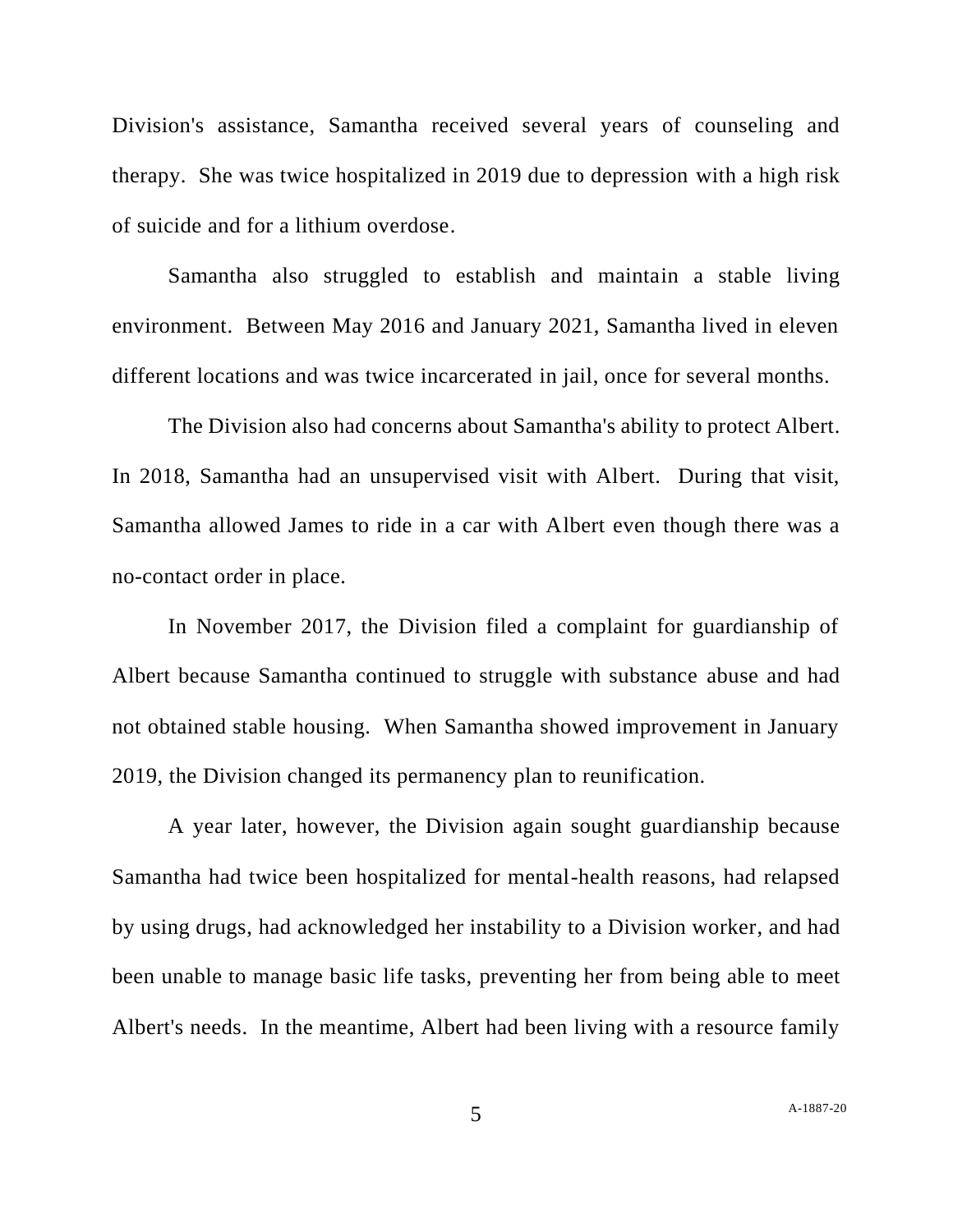Division's assistance, Samantha received several years of counseling and therapy. She was twice hospitalized in 2019 due to depression with a high risk of suicide and for a lithium overdose.

Samantha also struggled to establish and maintain a stable living environment. Between May 2016 and January 2021, Samantha lived in eleven different locations and was twice incarcerated in jail, once for several months.

The Division also had concerns about Samantha's ability to protect Albert. In 2018, Samantha had an unsupervised visit with Albert. During that visit, Samantha allowed James to ride in a car with Albert even though there was a no-contact order in place.

In November 2017, the Division filed a complaint for guardianship of Albert because Samantha continued to struggle with substance abuse and had not obtained stable housing. When Samantha showed improvement in January 2019, the Division changed its permanency plan to reunification.

A year later, however, the Division again sought guardianship because Samantha had twice been hospitalized for mental-health reasons, had relapsed by using drugs, had acknowledged her instability to a Division worker, and had been unable to manage basic life tasks, preventing her from being able to meet Albert's needs. In the meantime, Albert had been living with a resource family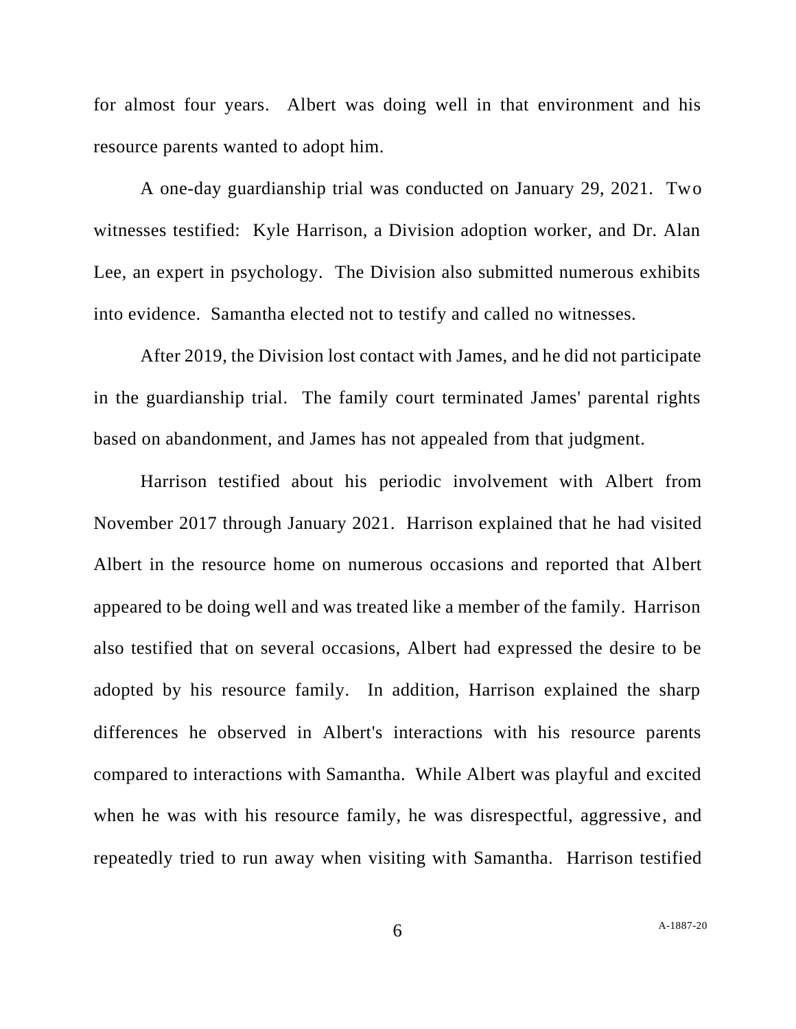for almost four years. Albert was doing well in that environment and his resource parents wanted to adopt him.

A one-day guardianship trial was conducted on January 29, 2021. Two witnesses testified: Kyle Harrison, a Division adoption worker, and Dr. Alan Lee, an expert in psychology. The Division also submitted numerous exhibits into evidence. Samantha elected not to testify and called no witnesses.

After 2019, the Division lost contact with James, and he did not participate in the guardianship trial. The family court terminated James' parental rights based on abandonment, and James has not appealed from that judgment.

Harrison testified about his periodic involvement with Albert from November 2017 through January 2021. Harrison explained that he had visited Albert in the resource home on numerous occasions and reported that Albert appeared to be doing well and was treated like a member of the family. Harrison also testified that on several occasions, Albert had expressed the desire to be adopted by his resource family. In addition, Harrison explained the sharp differences he observed in Albert's interactions with his resource parents compared to interactions with Samantha. While Albert was playful and excited when he was with his resource family, he was disrespectful, aggressive, and repeatedly tried to run away when visiting with Samantha. Harrison testified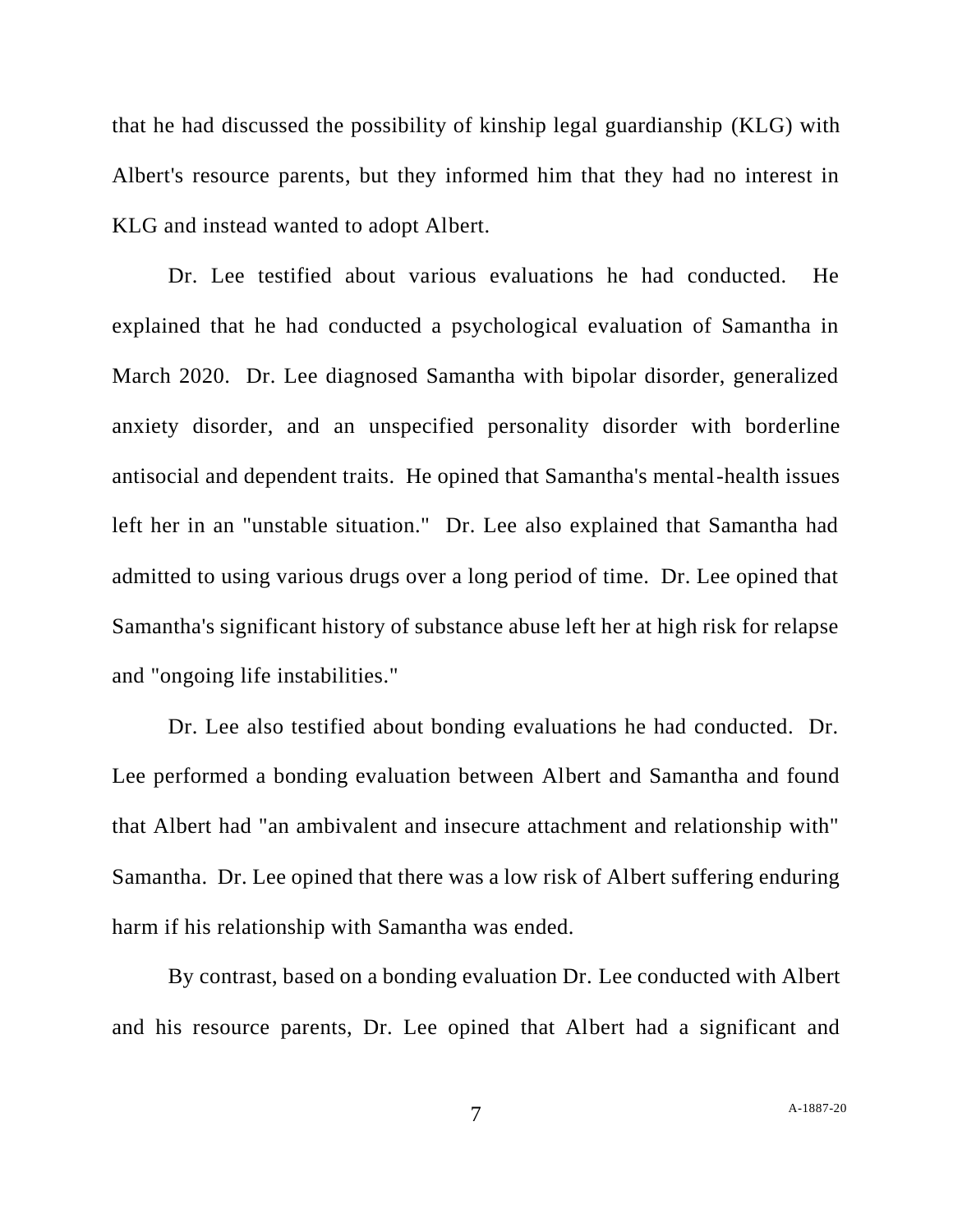that he had discussed the possibility of kinship legal guardianship (KLG) with Albert's resource parents, but they informed him that they had no interest in KLG and instead wanted to adopt Albert.

Dr. Lee testified about various evaluations he had conducted. He explained that he had conducted a psychological evaluation of Samantha in March 2020. Dr. Lee diagnosed Samantha with bipolar disorder, generalized anxiety disorder, and an unspecified personality disorder with borderline antisocial and dependent traits. He opined that Samantha's mental-health issues left her in an "unstable situation." Dr. Lee also explained that Samantha had admitted to using various drugs over a long period of time. Dr. Lee opined that Samantha's significant history of substance abuse left her at high risk for relapse and "ongoing life instabilities."

Dr. Lee also testified about bonding evaluations he had conducted. Dr. Lee performed a bonding evaluation between Albert and Samantha and found that Albert had "an ambivalent and insecure attachment and relationship with" Samantha. Dr. Lee opined that there was a low risk of Albert suffering enduring harm if his relationship with Samantha was ended.

By contrast, based on a bonding evaluation Dr. Lee conducted with Albert and his resource parents, Dr. Lee opined that Albert had a significant and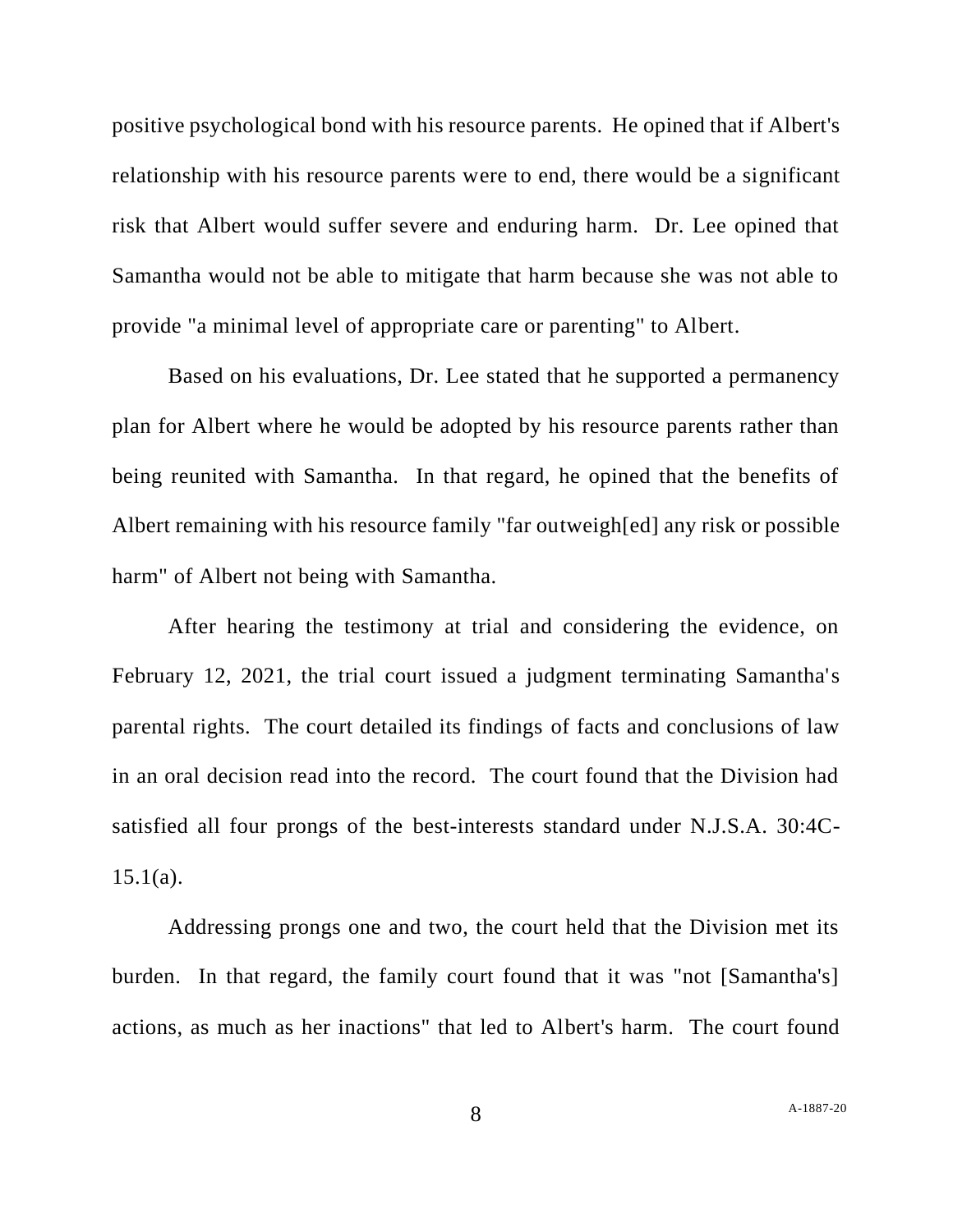positive psychological bond with his resource parents. He opined that if Albert's relationship with his resource parents were to end, there would be a significant risk that Albert would suffer severe and enduring harm. Dr. Lee opined that Samantha would not be able to mitigate that harm because she was not able to provide "a minimal level of appropriate care or parenting" to Albert.

Based on his evaluations, Dr. Lee stated that he supported a permanency plan for Albert where he would be adopted by his resource parents rather than being reunited with Samantha. In that regard, he opined that the benefits of Albert remaining with his resource family "far outweigh[ed] any risk or possible harm" of Albert not being with Samantha.

After hearing the testimony at trial and considering the evidence, on February 12, 2021, the trial court issued a judgment terminating Samantha's parental rights. The court detailed its findings of facts and conclusions of law in an oral decision read into the record. The court found that the Division had satisfied all four prongs of the best-interests standard under N.J.S.A. 30:4C-15.1(a).

Addressing prongs one and two, the court held that the Division met its burden. In that regard, the family court found that it was "not [Samantha's] actions, as much as her inactions" that led to Albert's harm. The court found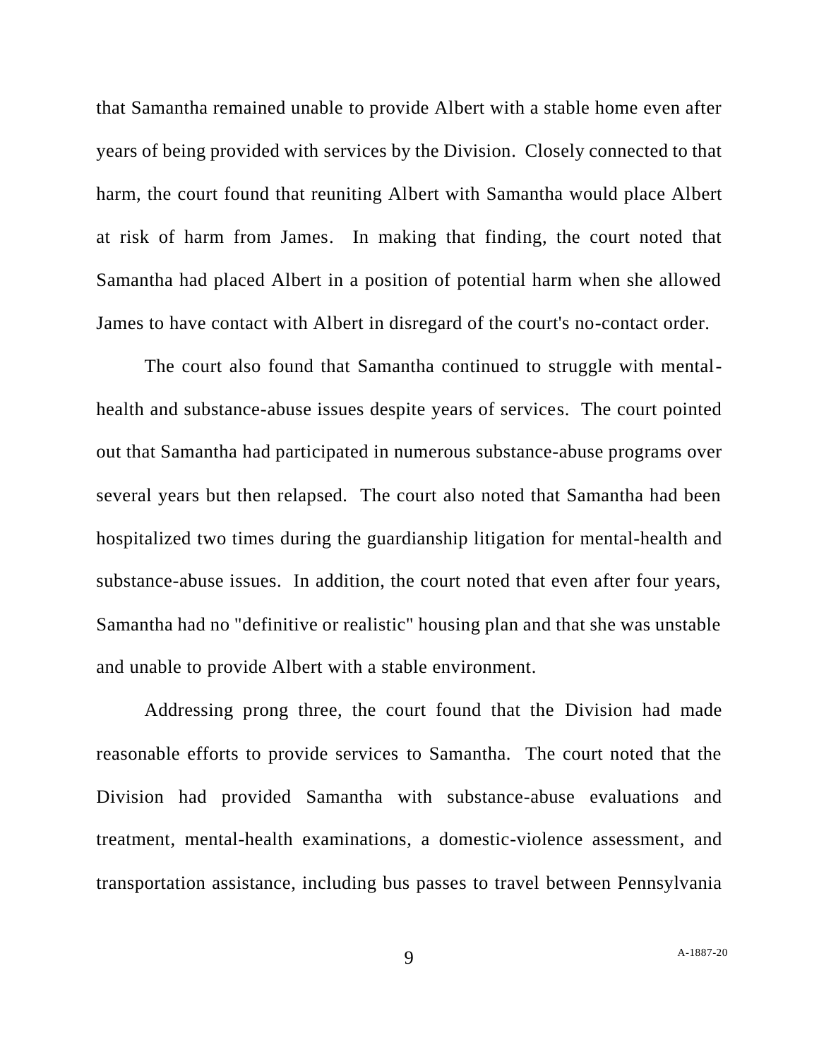that Samantha remained unable to provide Albert with a stable home even after years of being provided with services by the Division. Closely connected to that harm, the court found that reuniting Albert with Samantha would place Albert at risk of harm from James. In making that finding, the court noted that Samantha had placed Albert in a position of potential harm when she allowed James to have contact with Albert in disregard of the court's no-contact order.

The court also found that Samantha continued to struggle with mental-health and substance-abuse issues despite years of services. The court pointed out that Samantha had participated in numerous substance-abuse programs over several years but then relapsed. The court also noted that Samantha had been hospitalized two times during the guardianship litigation for mental-health and substance-abuse issues. In addition, the court noted that even after four years, Samantha had no "definitive or realistic" housing plan and that she was unstable and unable to provide Albert with a stable environment.

Addressing prong three, the court found that the Division had made reasonable efforts to provide services to Samantha. The court noted that the Division had provided Samantha with substance-abuse evaluations and treatment, mental-health examinations, a domestic-violence assessment, and transportation assistance, including bus passes to travel between Pennsylvania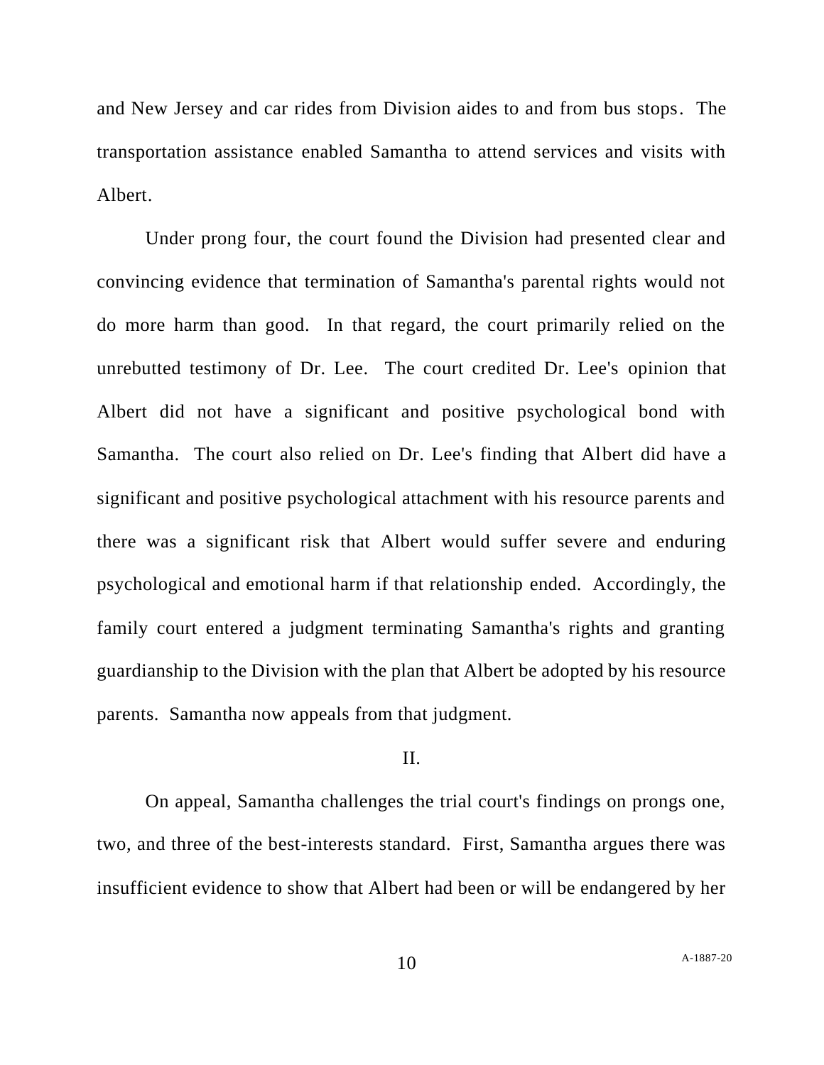and New Jersey and car rides from Division aides to and from bus stops. The transportation assistance enabled Samantha to attend services and visits with Albert.

Under prong four, the court found the Division had presented clear and convincing evidence that termination of Samantha's parental rights would not do more harm than good. In that regard, the court primarily relied on the unrebutted testimony of Dr. Lee. The court credited Dr. Lee's opinion that Albert did not have a significant and positive psychological bond with Samantha. The court also relied on Dr. Lee's finding that Albert did have a significant and positive psychological attachment with his resource parents and there was a significant risk that Albert would suffer severe and enduring psychological and emotional harm if that relationship ended. Accordingly, the family court entered a judgment terminating Samantha's rights and granting guardianship to the Division with the plan that Albert be adopted by his resource parents. Samantha now appeals from that judgment.

II.

On appeal, Samantha challenges the trial court's findings on prongs one, two, and three of the best-interests standard. First, Samantha argues there was insufficient evidence to show that Albert had been or will be endangered by her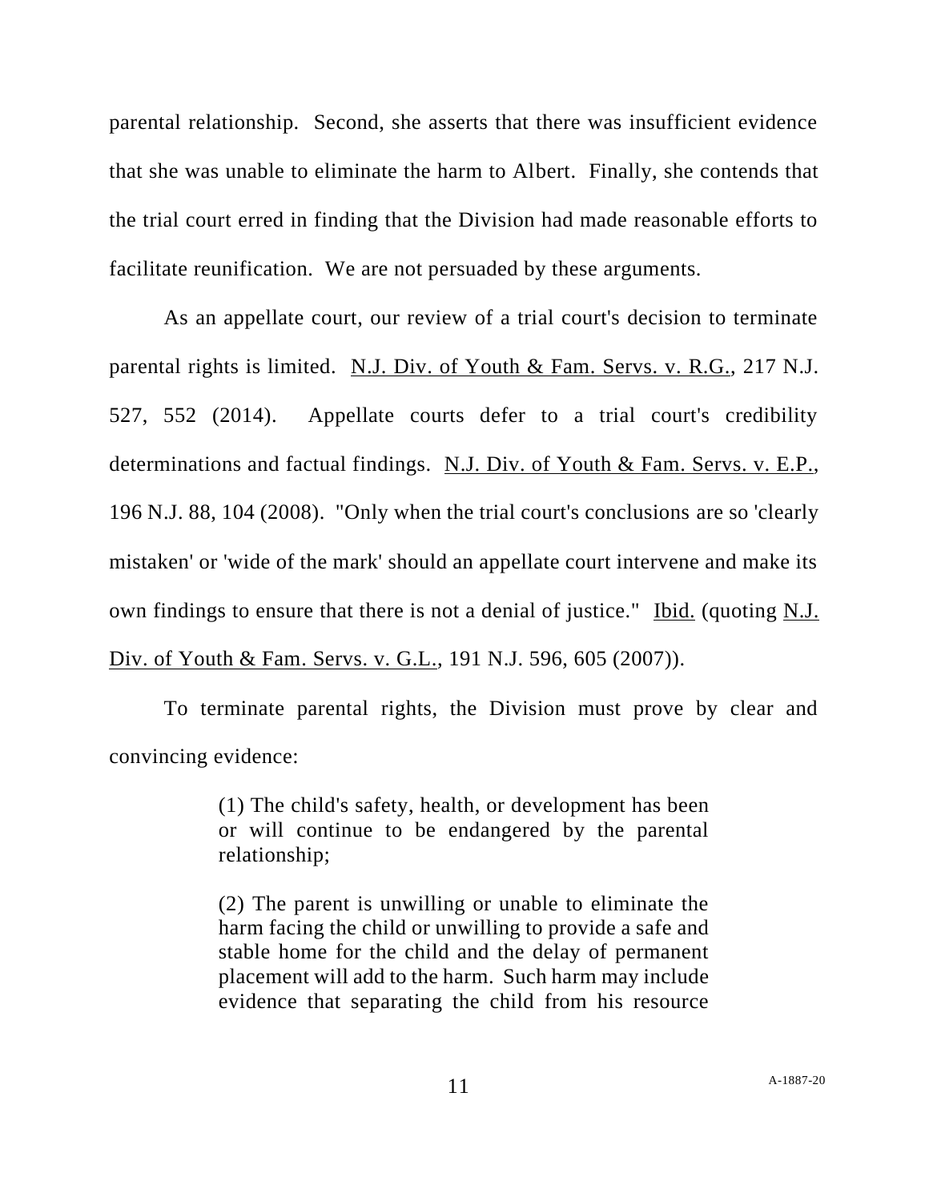parental relationship. Second, she asserts that there was insufficient evidence that she was unable to eliminate the harm to Albert. Finally, she contends that the trial court erred in finding that the Division had made reasonable efforts to facilitate reunification. We are not persuaded by these arguments.

As an appellate court, our review of a trial court's decision to terminate parental rights is limited. N.J. Div. of Youth & Fam. Servs. v. R.G., 217 N.J. 527, 552 (2014). Appellate courts defer to a trial court's credibility determinations and factual findings. N.J. Div. of Youth & Fam. Servs. v. E.P., 196 N.J. 88, 104 (2008). "Only when the trial court's conclusions are so 'clearly mistaken' or 'wide of the mark' should an appellate court intervene and make its own findings to ensure that there is not a denial of justice." Ibid. (quoting N.J. Div. of Youth & Fam. Servs. v. G.L., 191 N.J. 596, 605 (2007)).

To terminate parental rights, the Division must prove by clear and convincing evidence:

> (1) The child's safety, health, or development has been or will continue to be endangered by the parental relationship;
>
> (2) The parent is unwilling or unable to eliminate the harm facing the child or unwilling to provide a safe and stable home for the child and the delay of permanent placement will add to the harm. Such harm may include evidence that separating the child from his resource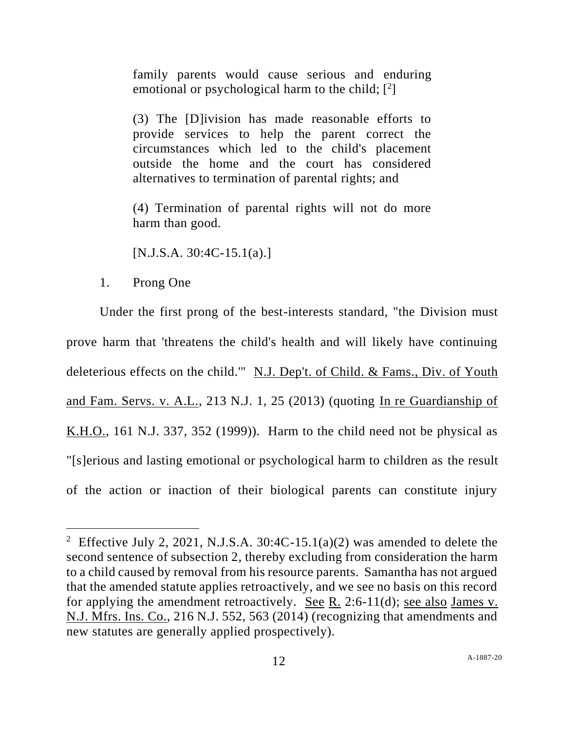> family parents would cause serious and enduring emotional or psychological harm to the child; [2]
>
> (3) The [D]ivision has made reasonable efforts to provide services to help the parent correct the circumstances which led to the child's placement outside the home and the court has considered alternatives to termination of parental rights; and
>
> (4) Termination of parental rights will not do more harm than good.
>
> [N.J.S.A. 30:4C-15.1(a).]

1. Prong One

Under the first prong of the best-interests standard, "the Division must prove harm that 'threatens the child's health and will likely have continuing deleterious effects on the child.'" N.J. Dep't. of Child. & Fams., Div. of Youth and Fam. Servs. v. A.L., 213 N.J. 1, 25 (2013) (quoting In re Guardianship of K.H.O., 161 N.J. 337, 352 (1999)). Harm to the child need not be physical as "[s]erious and lasting emotional or psychological harm to children as the result of the action or inaction of their biological parents can constitute injury

---

[2] Effective July 2, 2021, N.J.S.A. 30:4C-15.1(a)(2) was amended to delete the second sentence of subsection 2, thereby excluding from consideration the harm to a child caused by removal from his resource parents. Samantha has not argued that the amended statute applies retroactively, and we see no basis on this record for applying the amendment retroactively. See R. 2:6-11(d); see also James v. N.J. Mfrs. Ins. Co., 216 N.J. 552, 563 (2014) (recognizing that amendments and new statutes are generally applied prospectively).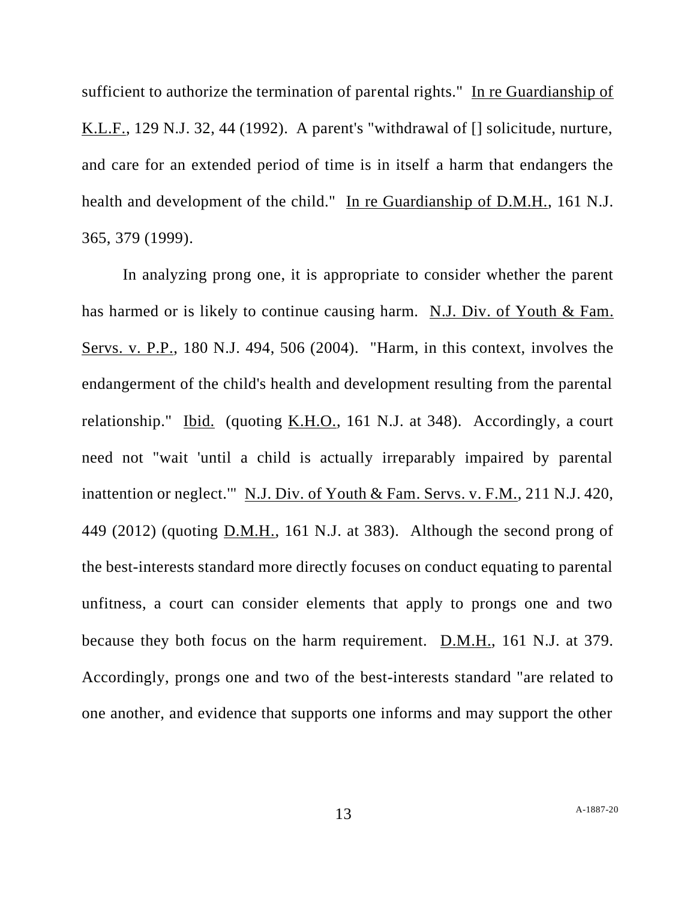sufficient to authorize the termination of parental rights." In re Guardianship of K.L.F., 129 N.J. 32, 44 (1992). A parent's "withdrawal of [] solicitude, nurture, and care for an extended period of time is in itself a harm that endangers the health and development of the child." In re Guardianship of D.M.H., 161 N.J. 365, 379 (1999).

In analyzing prong one, it is appropriate to consider whether the parent has harmed or is likely to continue causing harm. N.J. Div. of Youth & Fam. Servs. v. P.P., 180 N.J. 494, 506 (2004). "Harm, in this context, involves the endangerment of the child's health and development resulting from the parental relationship." Ibid. (quoting K.H.O., 161 N.J. at 348). Accordingly, a court need not "wait 'until a child is actually irreparably impaired by parental inattention or neglect.'" N.J. Div. of Youth & Fam. Servs. v. F.M., 211 N.J. 420, 449 (2012) (quoting D.M.H., 161 N.J. at 383). Although the second prong of the best-interests standard more directly focuses on conduct equating to parental unfitness, a court can consider elements that apply to prongs one and two because they both focus on the harm requirement. D.M.H., 161 N.J. at 379. Accordingly, prongs one and two of the best-interests standard "are related to one another, and evidence that supports one informs and may support the other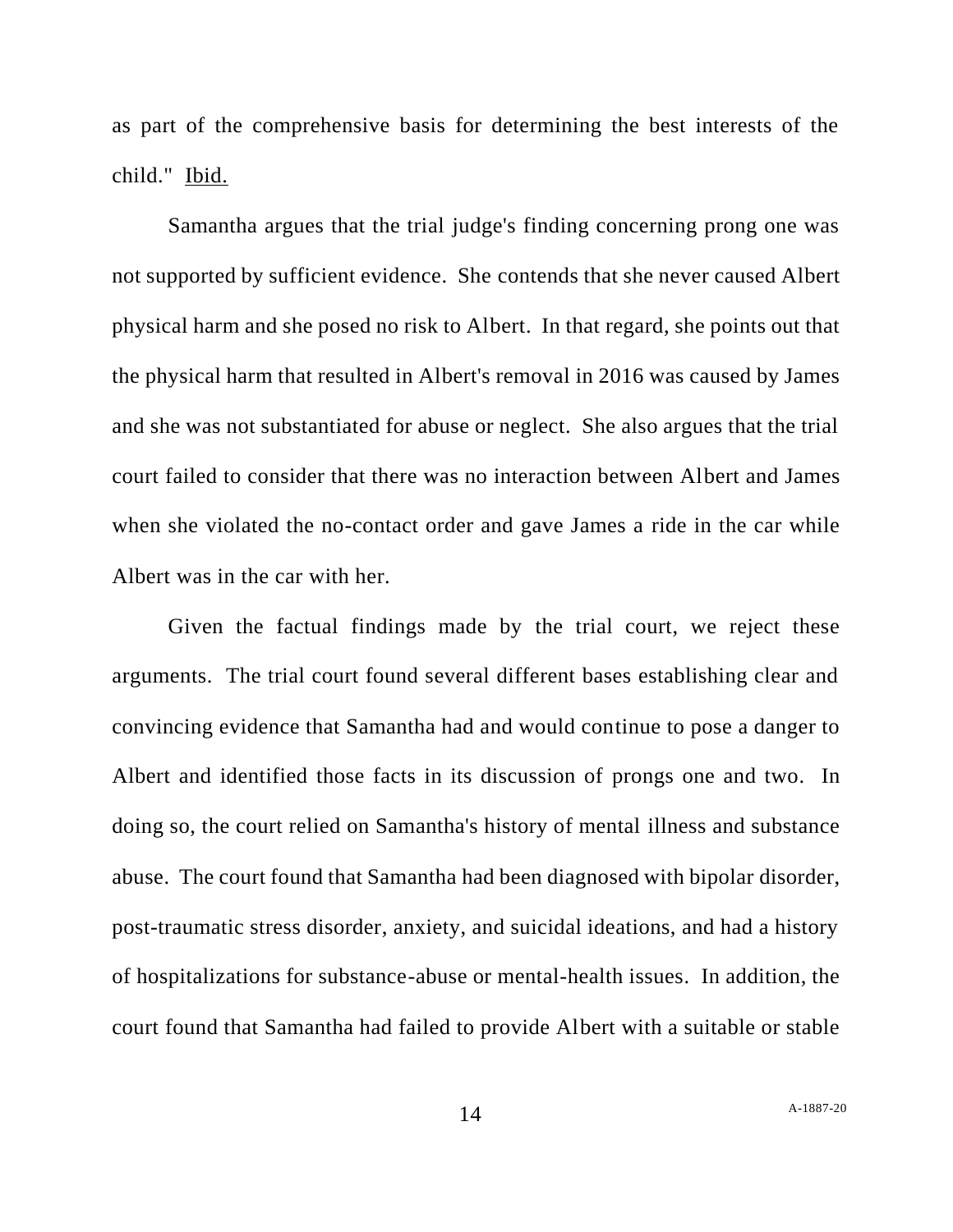as part of the comprehensive basis for determining the best interests of the child." Ibid.

Samantha argues that the trial judge's finding concerning prong one was not supported by sufficient evidence. She contends that she never caused Albert physical harm and she posed no risk to Albert. In that regard, she points out that the physical harm that resulted in Albert's removal in 2016 was caused by James and she was not substantiated for abuse or neglect. She also argues that the trial court failed to consider that there was no interaction between Albert and James when she violated the no-contact order and gave James a ride in the car while Albert was in the car with her.

Given the factual findings made by the trial court, we reject these arguments. The trial court found several different bases establishing clear and convincing evidence that Samantha had and would continue to pose a danger to Albert and identified those facts in its discussion of prongs one and two. In doing so, the court relied on Samantha's history of mental illness and substance abuse. The court found that Samantha had been diagnosed with bipolar disorder, post-traumatic stress disorder, anxiety, and suicidal ideations, and had a history of hospitalizations for substance-abuse or mental-health issues. In addition, the court found that Samantha had failed to provide Albert with a suitable or stable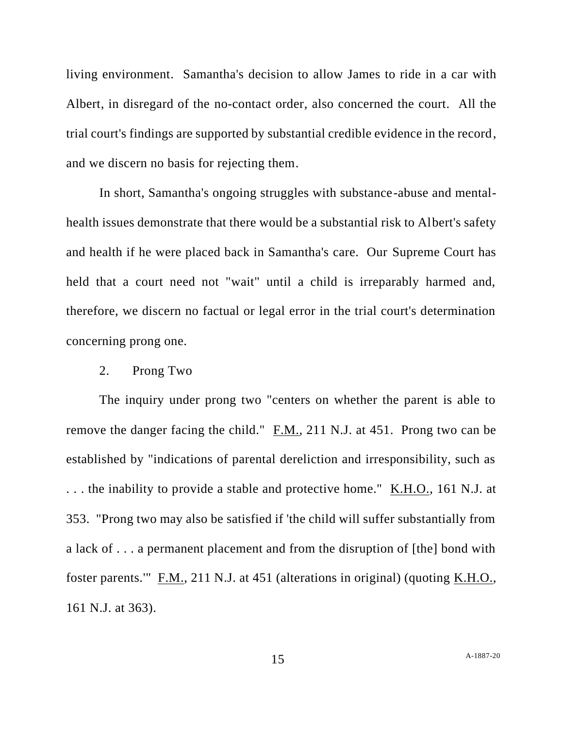living environment. Samantha's decision to allow James to ride in a car with Albert, in disregard of the no-contact order, also concerned the court. All the trial court's findings are supported by substantial credible evidence in the record, and we discern no basis for rejecting them.

In short, Samantha's ongoing struggles with substance-abuse and mental-health issues demonstrate that there would be a substantial risk to Albert's safety and health if he were placed back in Samantha's care. Our Supreme Court has held that a court need not "wait" until a child is irreparably harmed and, therefore, we discern no factual or legal error in the trial court's determination concerning prong one.

2. Prong Two

The inquiry under prong two "centers on whether the parent is able to remove the danger facing the child." F.M., 211 N.J. at 451. Prong two can be established by "indications of parental dereliction and irresponsibility, such as . . . the inability to provide a stable and protective home." K.H.O., 161 N.J. at 353. "Prong two may also be satisfied if 'the child will suffer substantially from a lack of . . . a permanent placement and from the disruption of [the] bond with foster parents.'" F.M., 211 N.J. at 451 (alterations in original) (quoting K.H.O., 161 N.J. at 363).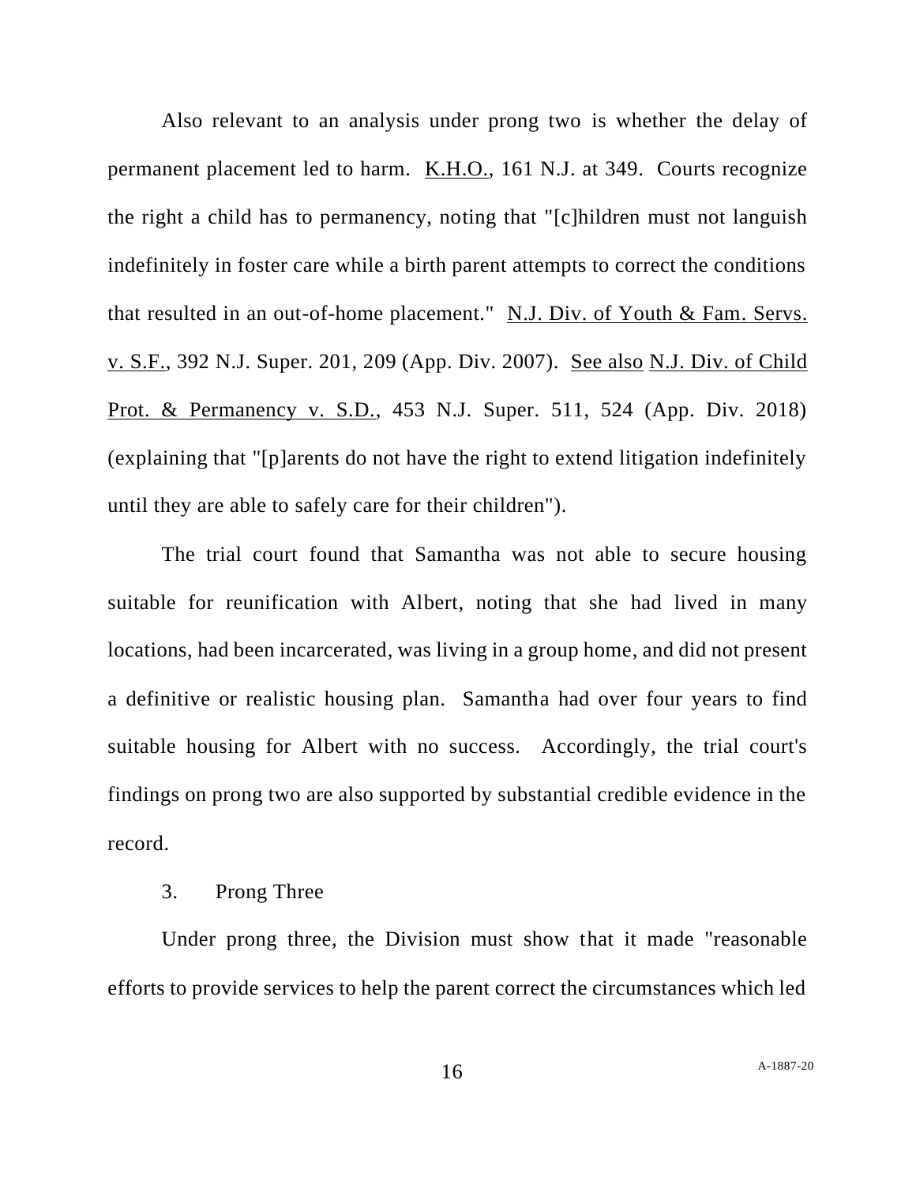Also relevant to an analysis under prong two is whether the delay of permanent placement led to harm. K.H.O., 161 N.J. at 349. Courts recognize the right a child has to permanency, noting that "[c]hildren must not languish indefinitely in foster care while a birth parent attempts to correct the conditions that resulted in an out-of-home placement." N.J. Div. of Youth & Fam. Servs. v. S.F., 392 N.J. Super. 201, 209 (App. Div. 2007). See also N.J. Div. of Child Prot. & Permanency v. S.D., 453 N.J. Super. 511, 524 (App. Div. 2018) (explaining that "[p]arents do not have the right to extend litigation indefinitely until they are able to safely care for their children").

The trial court found that Samantha was not able to secure housing suitable for reunification with Albert, noting that she had lived in many locations, had been incarcerated, was living in a group home, and did not present a definitive or realistic housing plan. Samantha had over four years to find suitable housing for Albert with no success. Accordingly, the trial court's findings on prong two are also supported by substantial credible evidence in the record.

3. Prong Three

Under prong three, the Division must show that it made "reasonable efforts to provide services to help the parent correct the circumstances which led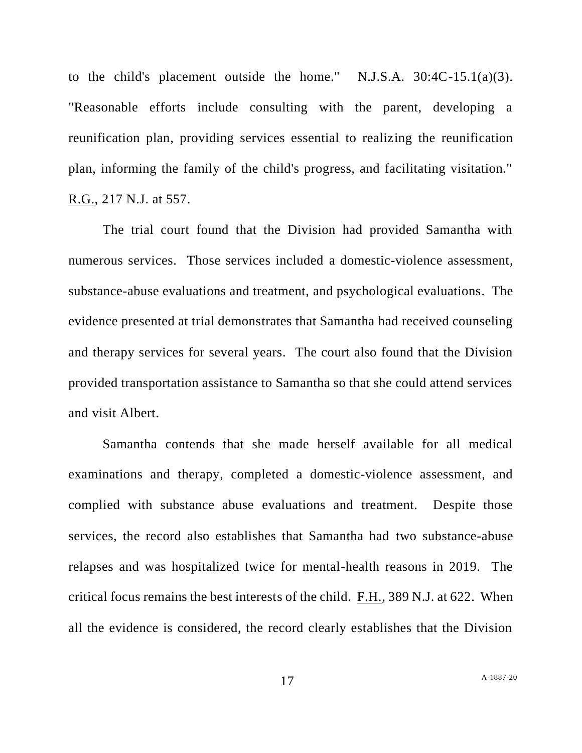to the child's placement outside the home." N.J.S.A. 30:4C-15.1(a)(3). "Reasonable efforts include consulting with the parent, developing a reunification plan, providing services essential to realizing the reunification plan, informing the family of the child's progress, and facilitating visitation." R.G., 217 N.J. at 557.

The trial court found that the Division had provided Samantha with numerous services. Those services included a domestic-violence assessment, substance-abuse evaluations and treatment, and psychological evaluations. The evidence presented at trial demonstrates that Samantha had received counseling and therapy services for several years. The court also found that the Division provided transportation assistance to Samantha so that she could attend services and visit Albert.

Samantha contends that she made herself available for all medical examinations and therapy, completed a domestic-violence assessment, and complied with substance abuse evaluations and treatment. Despite those services, the record also establishes that Samantha had two substance-abuse relapses and was hospitalized twice for mental-health reasons in 2019. The critical focus remains the best interests of the child. F.H., 389 N.J. at 622. When all the evidence is considered, the record clearly establishes that the Division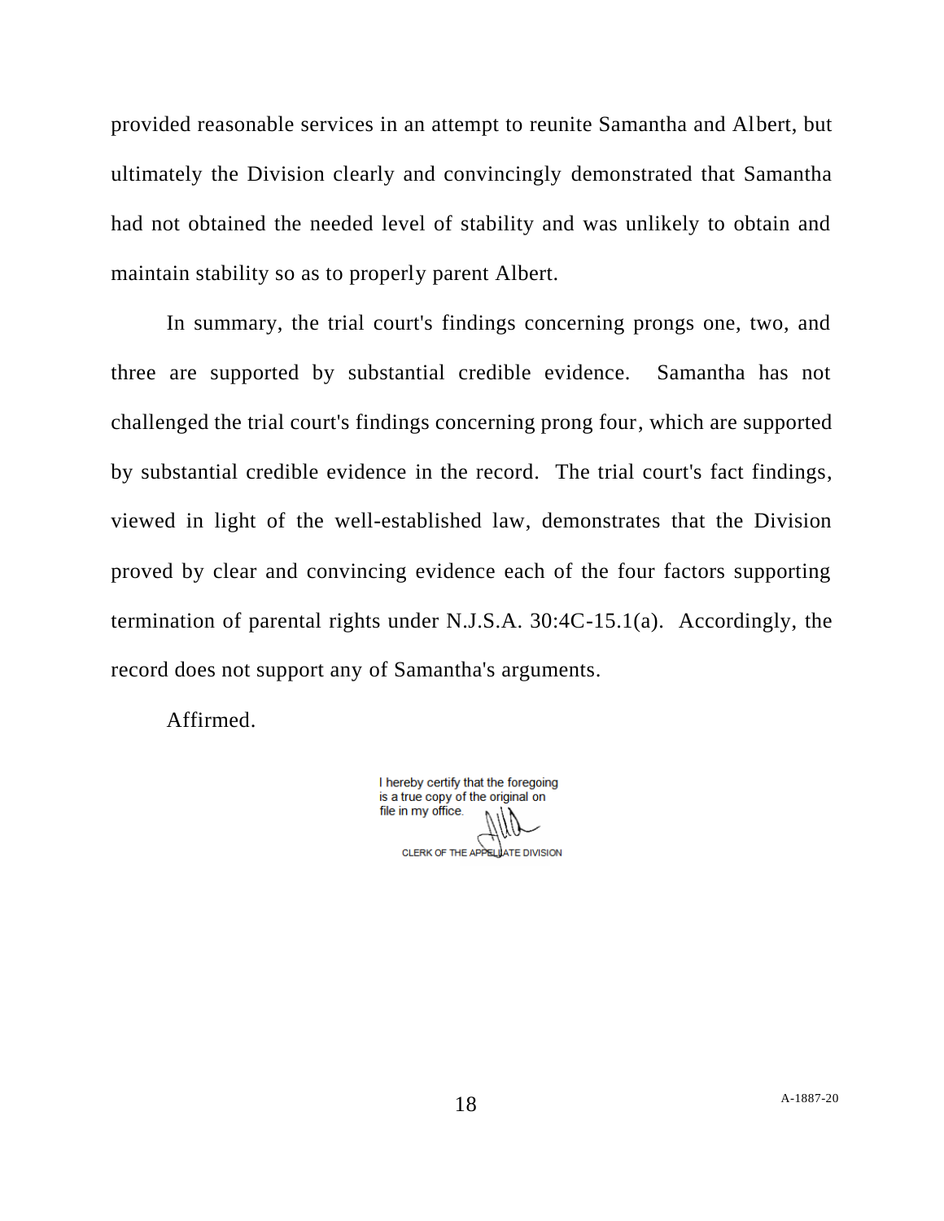provided reasonable services in an attempt to reunite Samantha and Albert, but ultimately the Division clearly and convincingly demonstrated that Samantha had not obtained the needed level of stability and was unlikely to obtain and maintain stability so as to properly parent Albert.

In summary, the trial court's findings concerning prongs one, two, and three are supported by substantial credible evidence. Samantha has not challenged the trial court's findings concerning prong four, which are supported by substantial credible evidence in the record. The trial court's fact findings, viewed in light of the well-established law, demonstrates that the Division proved by clear and convincing evidence each of the four factors supporting termination of parental rights under N.J.S.A. 30:4C-15.1(a). Accordingly, the record does not support any of Samantha's arguments.

Affirmed.

I hereby certify that the foregoing is a true copy of the original on file in my office.

CLERK OF THE APPELLATE DIVISION